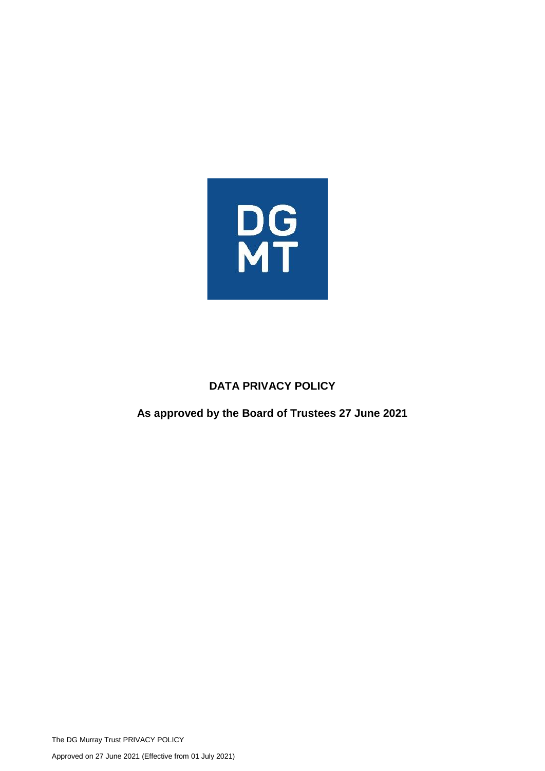DG
MT

**DATA PRIVACY POLICY**

**As approved by the Board of Trustees 27 June 2021**

The DG Murray Trust PRIVACY POLICY

Approved on 27 June 2021 (Effective from 01 July 2021)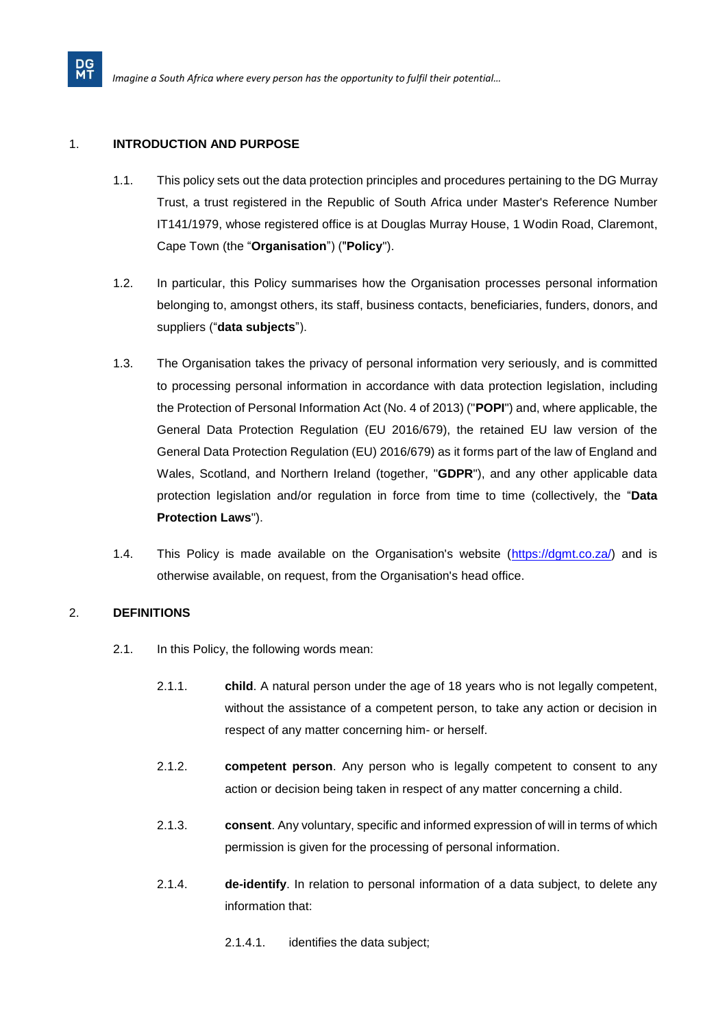## 1. INTRODUCTION AND PURPOSE

1.1. This policy sets out the data protection principles and procedures pertaining to the DG Murray Trust, a trust registered in the Republic of South Africa under Master's Reference Number IT141/1979, whose registered office is at Douglas Murray House, 1 Wodin Road, Claremont, Cape Town (the "**Organisation**") ("**Policy**").

1.2. In particular, this Policy summarises how the Organisation processes personal information belonging to, amongst others, its staff, business contacts, beneficiaries, funders, donors, and suppliers ("**data subjects**").

1.3. The Organisation takes the privacy of personal information very seriously, and is committed to processing personal information in accordance with data protection legislation, including the Protection of Personal Information Act (No. 4 of 2013) ("**POPI**") and, where applicable, the General Data Protection Regulation (EU 2016/679), the retained EU law version of the General Data Protection Regulation (EU) 2016/679) as it forms part of the law of England and Wales, Scotland, and Northern Ireland (together, "**GDPR**"), and any other applicable data protection legislation and/or regulation in force from time to time (collectively, the "**Data Protection Laws**").

1.4. This Policy is made available on the Organisation's website (https://dgmt.co.za/) and is otherwise available, on request, from the Organisation's head office.

## 2. DEFINITIONS

2.1. In this Policy, the following words mean:

2.1.1. **child**. A natural person under the age of 18 years who is not legally competent, without the assistance of a competent person, to take any action or decision in respect of any matter concerning him- or herself.

2.1.2. **competent person**. Any person who is legally competent to consent to any action or decision being taken in respect of any matter concerning a child.

2.1.3. **consent**. Any voluntary, specific and informed expression of will in terms of which permission is given for the processing of personal information.

2.1.4. **de-identify**. In relation to personal information of a data subject, to delete any information that:

2.1.4.1. identifies the data subject;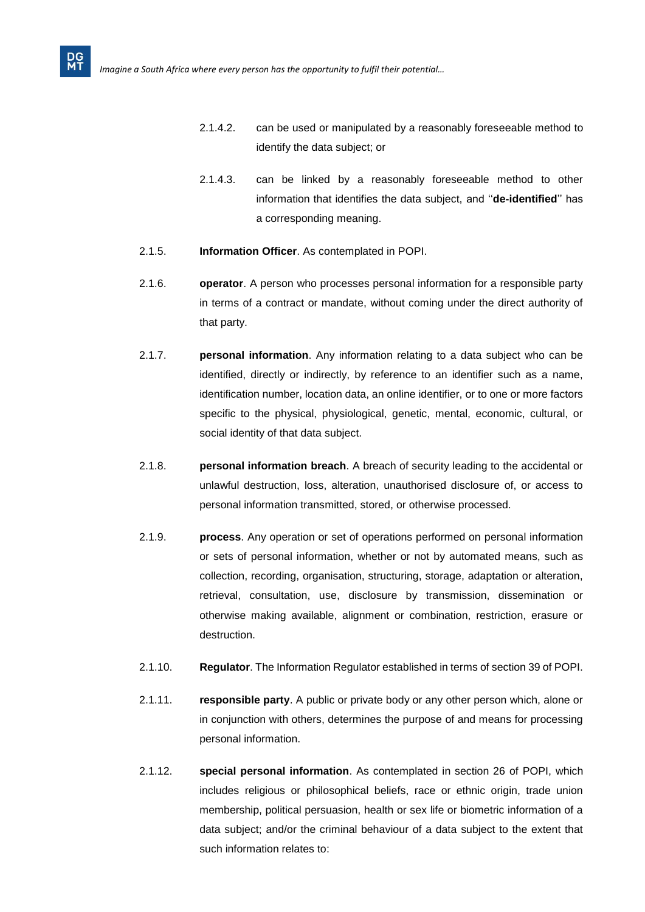2.1.4.2. can be used or manipulated by a reasonably foreseeable method to identify the data subject; or

2.1.4.3. can be linked by a reasonably foreseeable method to other information that identifies the data subject, and ''**de-identified**'' has a corresponding meaning.

2.1.5. **Information Officer**. As contemplated in POPI.

2.1.6. **operator**. A person who processes personal information for a responsible party in terms of a contract or mandate, without coming under the direct authority of that party.

2.1.7. **personal information**. Any information relating to a data subject who can be identified, directly or indirectly, by reference to an identifier such as a name, identification number, location data, an online identifier, or to one or more factors specific to the physical, physiological, genetic, mental, economic, cultural, or social identity of that data subject.

2.1.8. **personal information breach**. A breach of security leading to the accidental or unlawful destruction, loss, alteration, unauthorised disclosure of, or access to personal information transmitted, stored, or otherwise processed.

2.1.9. **process**. Any operation or set of operations performed on personal information or sets of personal information, whether or not by automated means, such as collection, recording, organisation, structuring, storage, adaptation or alteration, retrieval, consultation, use, disclosure by transmission, dissemination or otherwise making available, alignment or combination, restriction, erasure or destruction.

2.1.10. **Regulator**. The Information Regulator established in terms of section 39 of POPI.

2.1.11. **responsible party**. A public or private body or any other person which, alone or in conjunction with others, determines the purpose of and means for processing personal information.

2.1.12. **special personal information**. As contemplated in section 26 of POPI, which includes religious or philosophical beliefs, race or ethnic origin, trade union membership, political persuasion, health or sex life or biometric information of a data subject; and/or the criminal behaviour of a data subject to the extent that such information relates to: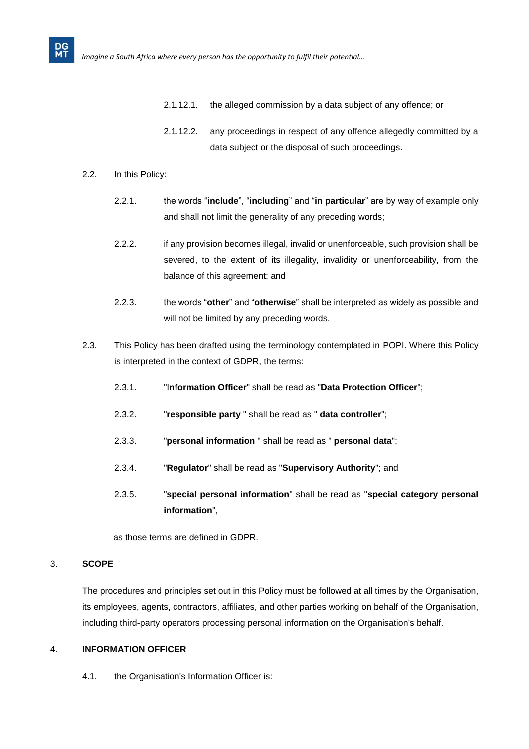2.1.12.1. the alleged commission by a data subject of any offence; or

2.1.12.2. any proceedings in respect of any offence allegedly committed by a data subject or the disposal of such proceedings.

2.2. In this Policy:

2.2.1. the words "**include**", "**including**" and "**in particular**" are by way of example only and shall not limit the generality of any preceding words;

2.2.2. if any provision becomes illegal, invalid or unenforceable, such provision shall be severed, to the extent of its illegality, invalidity or unenforceability, from the balance of this agreement; and

2.2.3. the words "**other**" and "**otherwise**" shall be interpreted as widely as possible and will not be limited by any preceding words.

2.3. This Policy has been drafted using the terminology contemplated in POPI. Where this Policy is interpreted in the context of GDPR, the terms:

2.3.1. "I**nformation Officer**" shall be read as "**Data Protection Officer**";

2.3.2. "**responsible party** " shall be read as " **data controller**";

2.3.3. "**personal information** " shall be read as " **personal data**";

2.3.4. "**Regulator**" shall be read as "**Supervisory Authority**"; and

2.3.5. "**special personal information**" shall be read as "**special category personal information**",

as those terms are defined in GDPR.

## 3. SCOPE

The procedures and principles set out in this Policy must be followed at all times by the Organisation, its employees, agents, contractors, affiliates, and other parties working on behalf of the Organisation, including third-party operators processing personal information on the Organisation's behalf.

## 4. INFORMATION OFFICER

4.1. the Organisation's Information Officer is: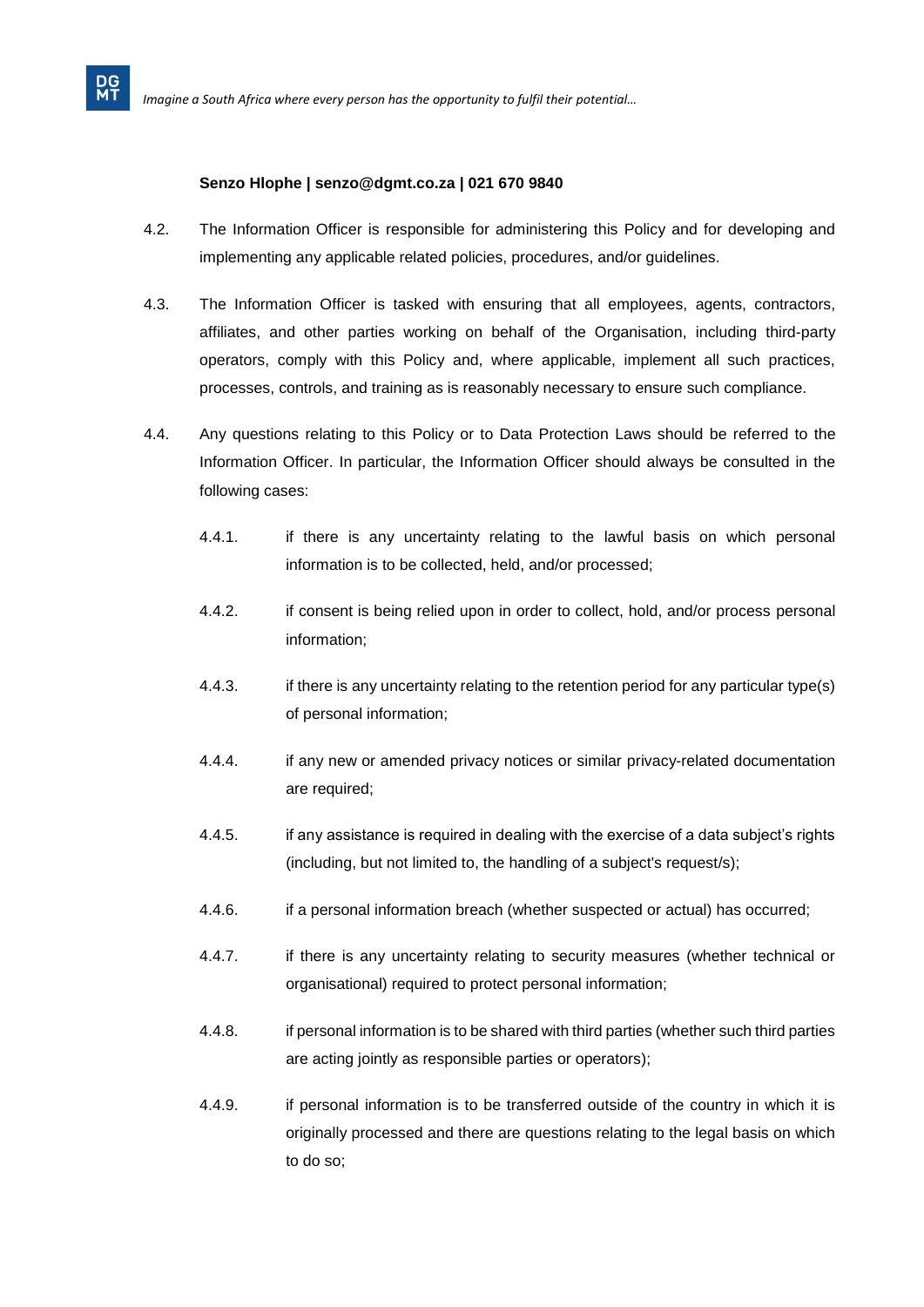**Senzo Hlophe | senzo@dgmt.co.za | 021 670 9840**

4.2. The Information Officer is responsible for administering this Policy and for developing and implementing any applicable related policies, procedures, and/or guidelines.

4.3. The Information Officer is tasked with ensuring that all employees, agents, contractors, affiliates, and other parties working on behalf of the Organisation, including third-party operators, comply with this Policy and, where applicable, implement all such practices, processes, controls, and training as is reasonably necessary to ensure such compliance.

4.4. Any questions relating to this Policy or to Data Protection Laws should be referred to the Information Officer. In particular, the Information Officer should always be consulted in the following cases:

4.4.1. if there is any uncertainty relating to the lawful basis on which personal information is to be collected, held, and/or processed;

4.4.2. if consent is being relied upon in order to collect, hold, and/or process personal information;

4.4.3. if there is any uncertainty relating to the retention period for any particular type(s) of personal information;

4.4.4. if any new or amended privacy notices or similar privacy-related documentation are required;

4.4.5. if any assistance is required in dealing with the exercise of a data subject's rights (including, but not limited to, the handling of a subject's request/s);

4.4.6. if a personal information breach (whether suspected or actual) has occurred;

4.4.7. if there is any uncertainty relating to security measures (whether technical or organisational) required to protect personal information;

4.4.8. if personal information is to be shared with third parties (whether such third parties are acting jointly as responsible parties or operators);

4.4.9. if personal information is to be transferred outside of the country in which it is originally processed and there are questions relating to the legal basis on which to do so;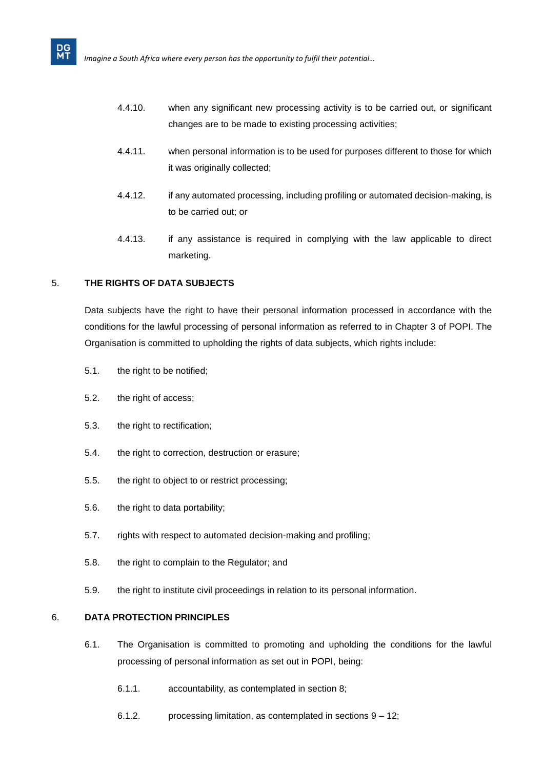4.4.10. when any significant new processing activity is to be carried out, or significant changes are to be made to existing processing activities;

4.4.11. when personal information is to be used for purposes different to those for which it was originally collected;

4.4.12. if any automated processing, including profiling or automated decision-making, is to be carried out; or

4.4.13. if any assistance is required in complying with the law applicable to direct marketing.

## 5. THE RIGHTS OF DATA SUBJECTS

Data subjects have the right to have their personal information processed in accordance with the conditions for the lawful processing of personal information as referred to in Chapter 3 of POPI. The Organisation is committed to upholding the rights of data subjects, which rights include:

5.1. the right to be notified;

5.2. the right of access;

5.3. the right to rectification;

5.4. the right to correction, destruction or erasure;

5.5. the right to object to or restrict processing;

5.6. the right to data portability;

5.7. rights with respect to automated decision-making and profiling;

5.8. the right to complain to the Regulator; and

5.9. the right to institute civil proceedings in relation to its personal information.

## 6. DATA PROTECTION PRINCIPLES

6.1. The Organisation is committed to promoting and upholding the conditions for the lawful processing of personal information as set out in POPI, being:

6.1.1. accountability, as contemplated in section 8;

6.1.2. processing limitation, as contemplated in sections 9 – 12;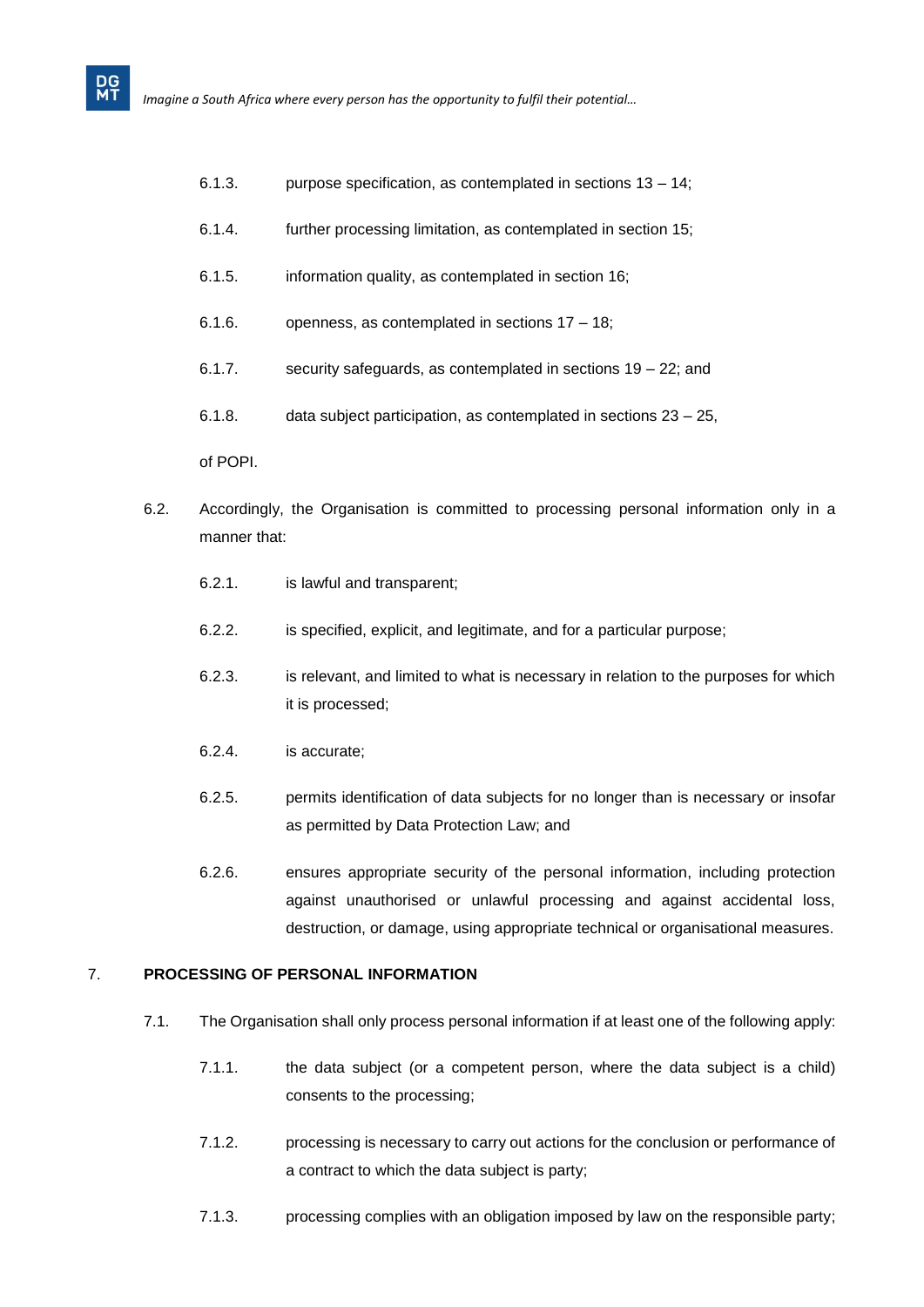6.1.3. purpose specification, as contemplated in sections 13 – 14;

6.1.4. further processing limitation, as contemplated in section 15;

6.1.5. information quality, as contemplated in section 16;

6.1.6. openness, as contemplated in sections 17 – 18;

6.1.7. security safeguards, as contemplated in sections 19 – 22; and

6.1.8. data subject participation, as contemplated in sections 23 – 25,

of POPI.

6.2. Accordingly, the Organisation is committed to processing personal information only in a manner that:

6.2.1. is lawful and transparent;

6.2.2. is specified, explicit, and legitimate, and for a particular purpose;

6.2.3. is relevant, and limited to what is necessary in relation to the purposes for which it is processed;

6.2.4. is accurate;

6.2.5. permits identification of data subjects for no longer than is necessary or insofar as permitted by Data Protection Law; and

6.2.6. ensures appropriate security of the personal information, including protection against unauthorised or unlawful processing and against accidental loss, destruction, or damage, using appropriate technical or organisational measures.

## 7. PROCESSING OF PERSONAL INFORMATION

7.1. The Organisation shall only process personal information if at least one of the following apply:

7.1.1. the data subject (or a competent person, where the data subject is a child) consents to the processing;

7.1.2. processing is necessary to carry out actions for the conclusion or performance of a contract to which the data subject is party;

7.1.3. processing complies with an obligation imposed by law on the responsible party;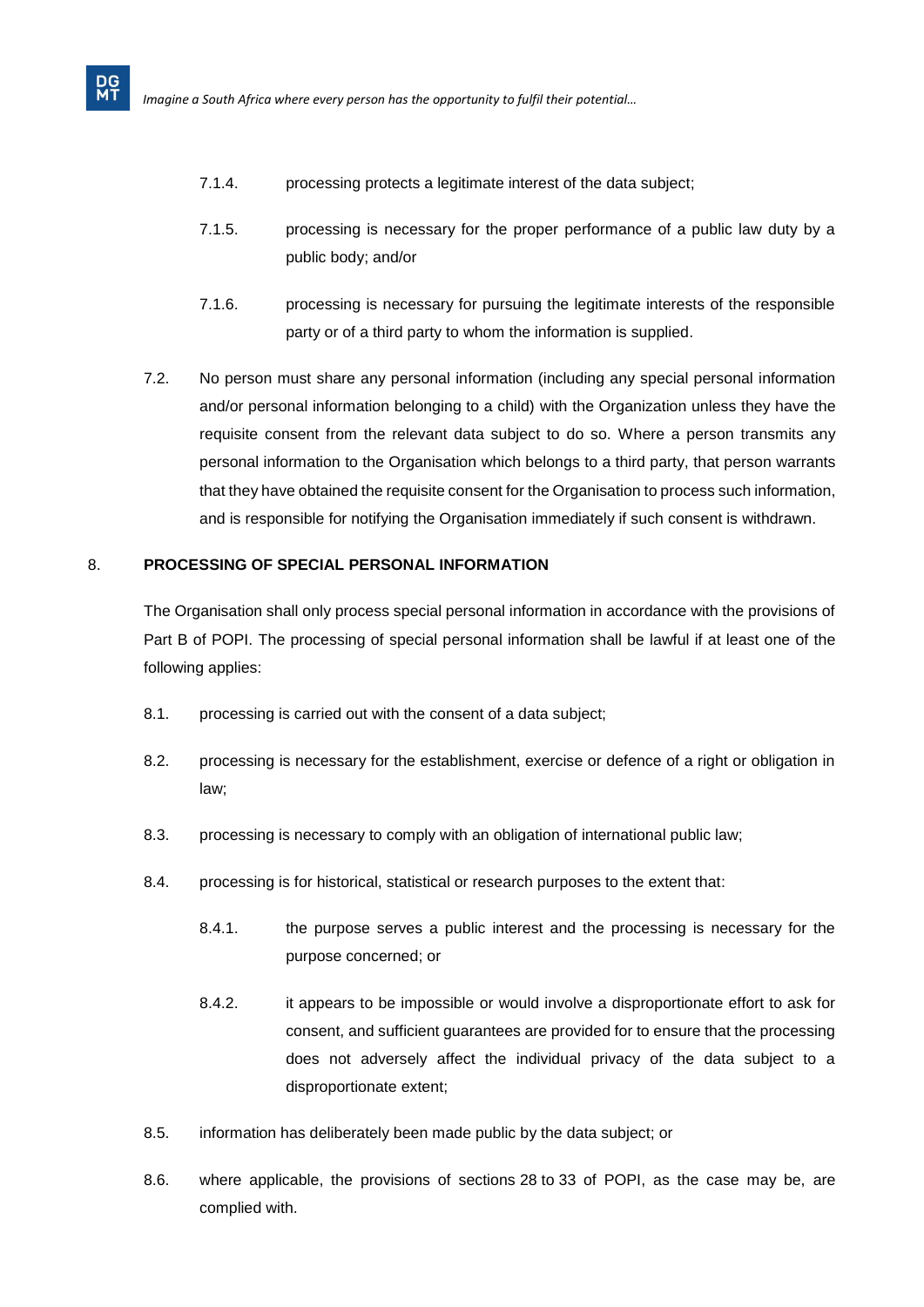7.1.4. processing protects a legitimate interest of the data subject;

7.1.5. processing is necessary for the proper performance of a public law duty by a public body; and/or

7.1.6. processing is necessary for pursuing the legitimate interests of the responsible party or of a third party to whom the information is supplied.

7.2. No person must share any personal information (including any special personal information and/or personal information belonging to a child) with the Organization unless they have the requisite consent from the relevant data subject to do so. Where a person transmits any personal information to the Organisation which belongs to a third party, that person warrants that they have obtained the requisite consent for the Organisation to process such information, and is responsible for notifying the Organisation immediately if such consent is withdrawn.

## 8. PROCESSING OF SPECIAL PERSONAL INFORMATION

The Organisation shall only process special personal information in accordance with the provisions of Part B of POPI. The processing of special personal information shall be lawful if at least one of the following applies:

8.1. processing is carried out with the consent of a data subject;

8.2. processing is necessary for the establishment, exercise or defence of a right or obligation in law;

8.3. processing is necessary to comply with an obligation of international public law;

8.4. processing is for historical, statistical or research purposes to the extent that:

8.4.1. the purpose serves a public interest and the processing is necessary for the purpose concerned; or

8.4.2. it appears to be impossible or would involve a disproportionate effort to ask for consent, and sufficient guarantees are provided for to ensure that the processing does not adversely affect the individual privacy of the data subject to a disproportionate extent;

8.5. information has deliberately been made public by the data subject; or

8.6. where applicable, the provisions of sections 28 to 33 of POPI, as the case may be, are complied with.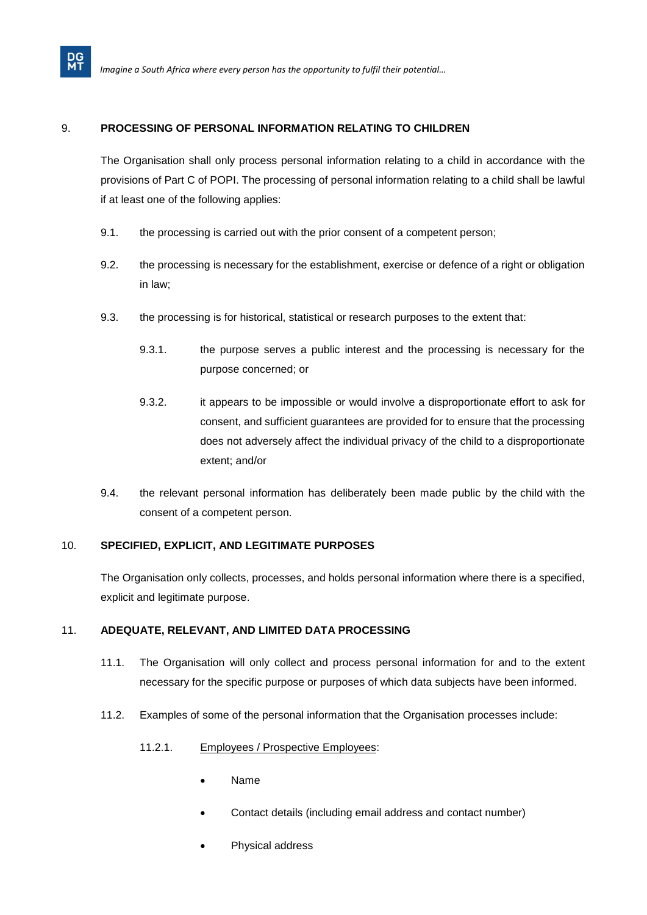## 9. PROCESSING OF PERSONAL INFORMATION RELATING TO CHILDREN

The Organisation shall only process personal information relating to a child in accordance with the provisions of Part C of POPI. The processing of personal information relating to a child shall be lawful if at least one of the following applies:

9.1. the processing is carried out with the prior consent of a competent person;

9.2. the processing is necessary for the establishment, exercise or defence of a right or obligation in law;

9.3. the processing is for historical, statistical or research purposes to the extent that:

9.3.1. the purpose serves a public interest and the processing is necessary for the purpose concerned; or

9.3.2. it appears to be impossible or would involve a disproportionate effort to ask for consent, and sufficient guarantees are provided for to ensure that the processing does not adversely affect the individual privacy of the child to a disproportionate extent; and/or

9.4. the relevant personal information has deliberately been made public by the child with the consent of a competent person.

## 10. SPECIFIED, EXPLICIT, AND LEGITIMATE PURPOSES

The Organisation only collects, processes, and holds personal information where there is a specified, explicit and legitimate purpose.

## 11. ADEQUATE, RELEVANT, AND LIMITED DATA PROCESSING

11.1. The Organisation will only collect and process personal information for and to the extent necessary for the specific purpose or purposes of which data subjects have been informed.

11.2. Examples of some of the personal information that the Organisation processes include:

11.2.1. Employees / Prospective Employees:

- Name
- Contact details (including email address and contact number)
- Physical address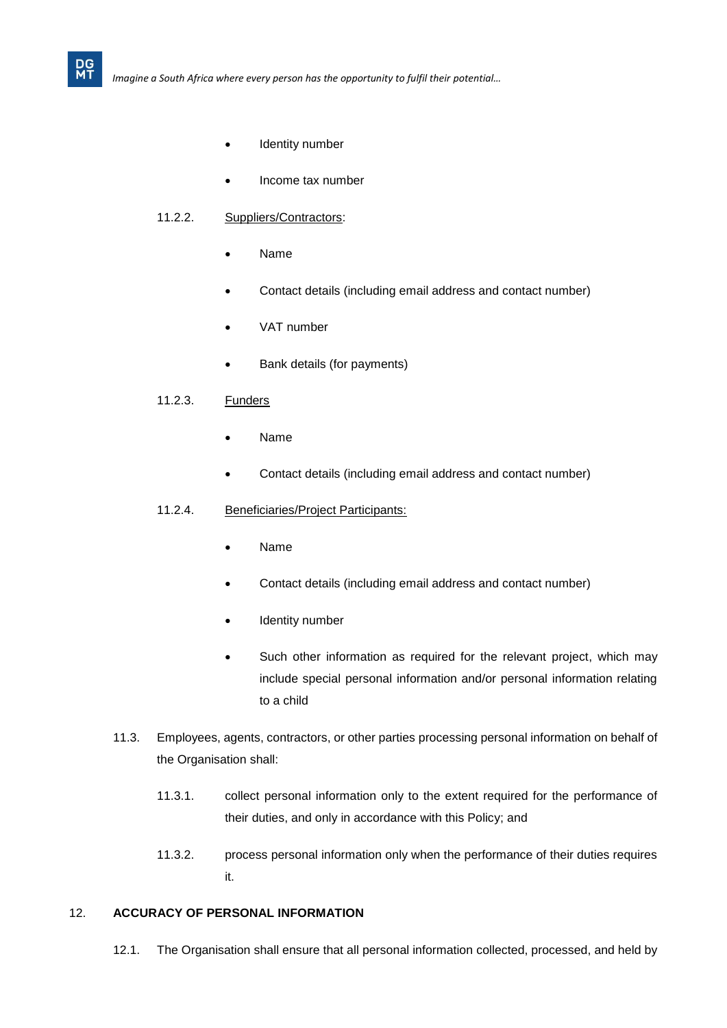- Identity number
- Income tax number

11.2.2. <u>Suppliers/Contractors</u>:

- Name
- Contact details (including email address and contact number)
- VAT number
- Bank details (for payments)

11.2.3. <u>Funders</u>

- Name
- Contact details (including email address and contact number)

11.2.4. <u>Beneficiaries/Project Participants:</u>

- Name
- Contact details (including email address and contact number)
- Identity number
- Such other information as required for the relevant project, which may include special personal information and/or personal information relating to a child

11.3. Employees, agents, contractors, or other parties processing personal information on behalf of the Organisation shall:

11.3.1. collect personal information only to the extent required for the performance of their duties, and only in accordance with this Policy; and

11.3.2. process personal information only when the performance of their duties requires it.

## 12. ACCURACY OF PERSONAL INFORMATION

12.1. The Organisation shall ensure that all personal information collected, processed, and held by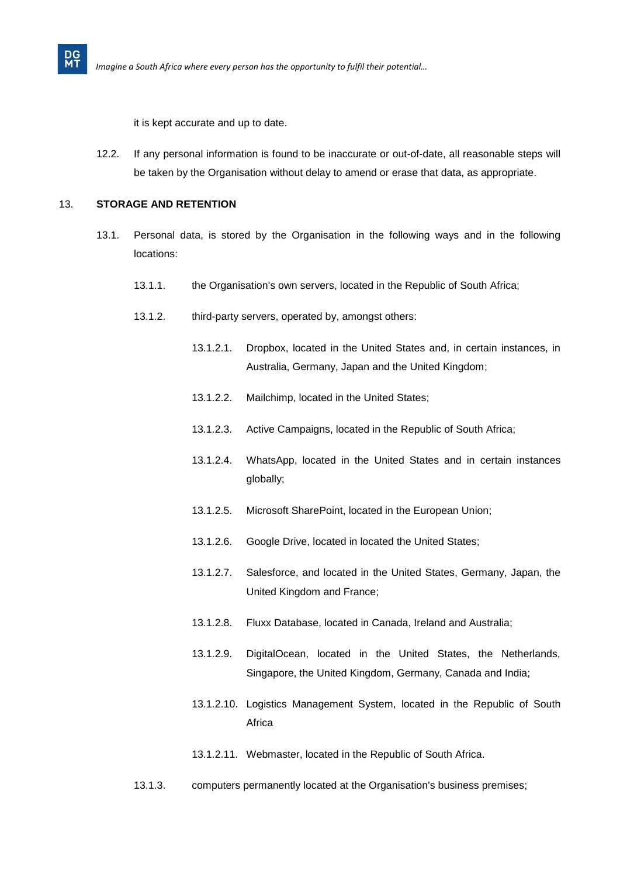it is kept accurate and up to date.

12.2. If any personal information is found to be inaccurate or out-of-date, all reasonable steps will be taken by the Organisation without delay to amend or erase that data, as appropriate.

13. **STORAGE AND RETENTION**

13.1. Personal data, is stored by the Organisation in the following ways and in the following locations:

13.1.1. the Organisation's own servers, located in the Republic of South Africa;

13.1.2. third-party servers, operated by, amongst others:

13.1.2.1. Dropbox, located in the United States and, in certain instances, in Australia, Germany, Japan and the United Kingdom;

13.1.2.2. Mailchimp, located in the United States;

13.1.2.3. Active Campaigns, located in the Republic of South Africa;

13.1.2.4. WhatsApp, located in the United States and in certain instances globally;

13.1.2.5. Microsoft SharePoint, located in the European Union;

13.1.2.6. Google Drive, located in located the United States;

13.1.2.7. Salesforce, and located in the United States, Germany, Japan, the United Kingdom and France;

13.1.2.8. Fluxx Database, located in Canada, Ireland and Australia;

13.1.2.9. DigitalOcean, located in the United States, the Netherlands, Singapore, the United Kingdom, Germany, Canada and India;

13.1.2.10. Logistics Management System, located in the Republic of South Africa

13.1.2.11. Webmaster, located in the Republic of South Africa.

13.1.3. computers permanently located at the Organisation's business premises;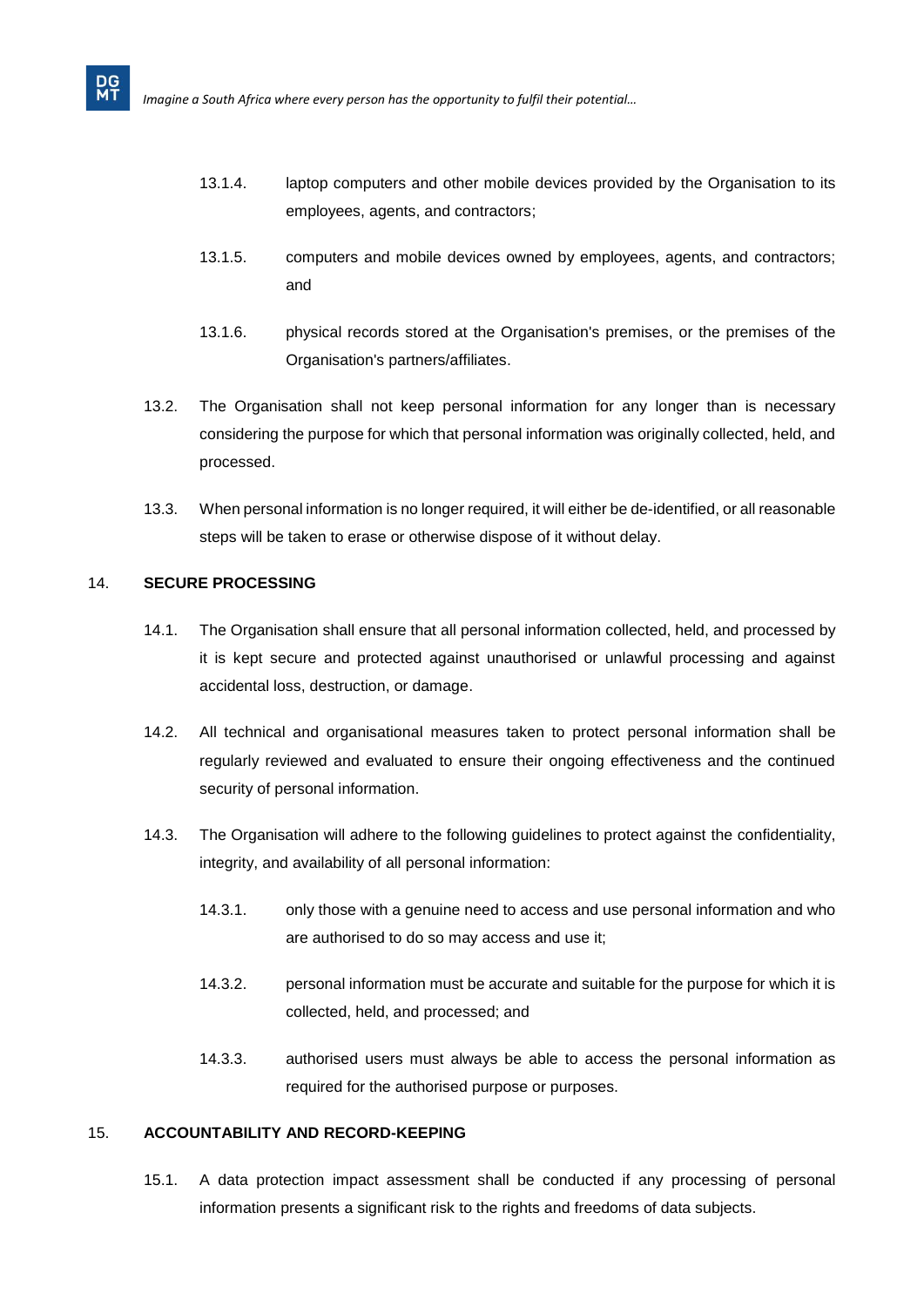13.1.4. laptop computers and other mobile devices provided by the Organisation to its employees, agents, and contractors;

13.1.5. computers and mobile devices owned by employees, agents, and contractors; and

13.1.6. physical records stored at the Organisation's premises, or the premises of the Organisation's partners/affiliates.

13.2. The Organisation shall not keep personal information for any longer than is necessary considering the purpose for which that personal information was originally collected, held, and processed.

13.3. When personal information is no longer required, it will either be de-identified, or all reasonable steps will be taken to erase or otherwise dispose of it without delay.

## 14. SECURE PROCESSING

14.1. The Organisation shall ensure that all personal information collected, held, and processed by it is kept secure and protected against unauthorised or unlawful processing and against accidental loss, destruction, or damage.

14.2. All technical and organisational measures taken to protect personal information shall be regularly reviewed and evaluated to ensure their ongoing effectiveness and the continued security of personal information.

14.3. The Organisation will adhere to the following guidelines to protect against the confidentiality, integrity, and availability of all personal information:

14.3.1. only those with a genuine need to access and use personal information and who are authorised to do so may access and use it;

14.3.2. personal information must be accurate and suitable for the purpose for which it is collected, held, and processed; and

14.3.3. authorised users must always be able to access the personal information as required for the authorised purpose or purposes.

## 15. ACCOUNTABILITY AND RECORD-KEEPING

15.1. A data protection impact assessment shall be conducted if any processing of personal information presents a significant risk to the rights and freedoms of data subjects.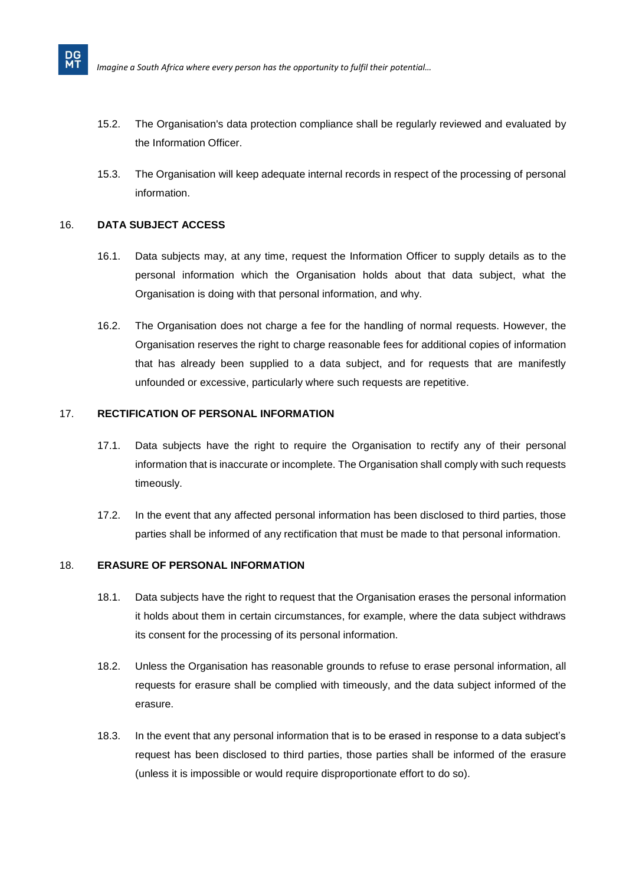15.2. The Organisation's data protection compliance shall be regularly reviewed and evaluated by the Information Officer.

15.3. The Organisation will keep adequate internal records in respect of the processing of personal information.

## 16. DATA SUBJECT ACCESS

16.1. Data subjects may, at any time, request the Information Officer to supply details as to the personal information which the Organisation holds about that data subject, what the Organisation is doing with that personal information, and why.

16.2. The Organisation does not charge a fee for the handling of normal requests. However, the Organisation reserves the right to charge reasonable fees for additional copies of information that has already been supplied to a data subject, and for requests that are manifestly unfounded or excessive, particularly where such requests are repetitive.

## 17. RECTIFICATION OF PERSONAL INFORMATION

17.1. Data subjects have the right to require the Organisation to rectify any of their personal information that is inaccurate or incomplete. The Organisation shall comply with such requests timeously.

17.2. In the event that any affected personal information has been disclosed to third parties, those parties shall be informed of any rectification that must be made to that personal information.

## 18. ERASURE OF PERSONAL INFORMATION

18.1. Data subjects have the right to request that the Organisation erases the personal information it holds about them in certain circumstances, for example, where the data subject withdraws its consent for the processing of its personal information.

18.2. Unless the Organisation has reasonable grounds to refuse to erase personal information, all requests for erasure shall be complied with timeously, and the data subject informed of the erasure.

18.3. In the event that any personal information that is to be erased in response to a data subject's request has been disclosed to third parties, those parties shall be informed of the erasure (unless it is impossible or would require disproportionate effort to do so).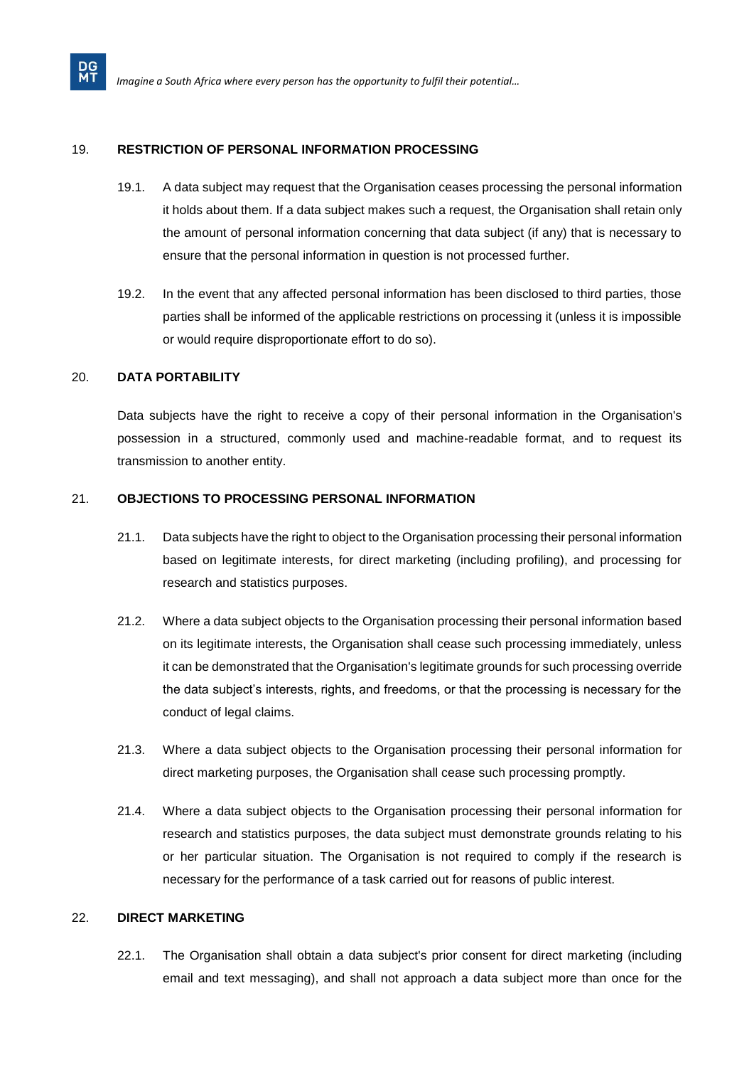## 19. RESTRICTION OF PERSONAL INFORMATION PROCESSING

19.1. A data subject may request that the Organisation ceases processing the personal information it holds about them. If a data subject makes such a request, the Organisation shall retain only the amount of personal information concerning that data subject (if any) that is necessary to ensure that the personal information in question is not processed further.

19.2. In the event that any affected personal information has been disclosed to third parties, those parties shall be informed of the applicable restrictions on processing it (unless it is impossible or would require disproportionate effort to do so).

## 20. DATA PORTABILITY

Data subjects have the right to receive a copy of their personal information in the Organisation's possession in a structured, commonly used and machine-readable format, and to request its transmission to another entity.

## 21. OBJECTIONS TO PROCESSING PERSONAL INFORMATION

21.1. Data subjects have the right to object to the Organisation processing their personal information based on legitimate interests, for direct marketing (including profiling), and processing for research and statistics purposes.

21.2. Where a data subject objects to the Organisation processing their personal information based on its legitimate interests, the Organisation shall cease such processing immediately, unless it can be demonstrated that the Organisation's legitimate grounds for such processing override the data subject's interests, rights, and freedoms, or that the processing is necessary for the conduct of legal claims.

21.3. Where a data subject objects to the Organisation processing their personal information for direct marketing purposes, the Organisation shall cease such processing promptly.

21.4. Where a data subject objects to the Organisation processing their personal information for research and statistics purposes, the data subject must demonstrate grounds relating to his or her particular situation. The Organisation is not required to comply if the research is necessary for the performance of a task carried out for reasons of public interest.

## 22. DIRECT MARKETING

22.1. The Organisation shall obtain a data subject's prior consent for direct marketing (including email and text messaging), and shall not approach a data subject more than once for the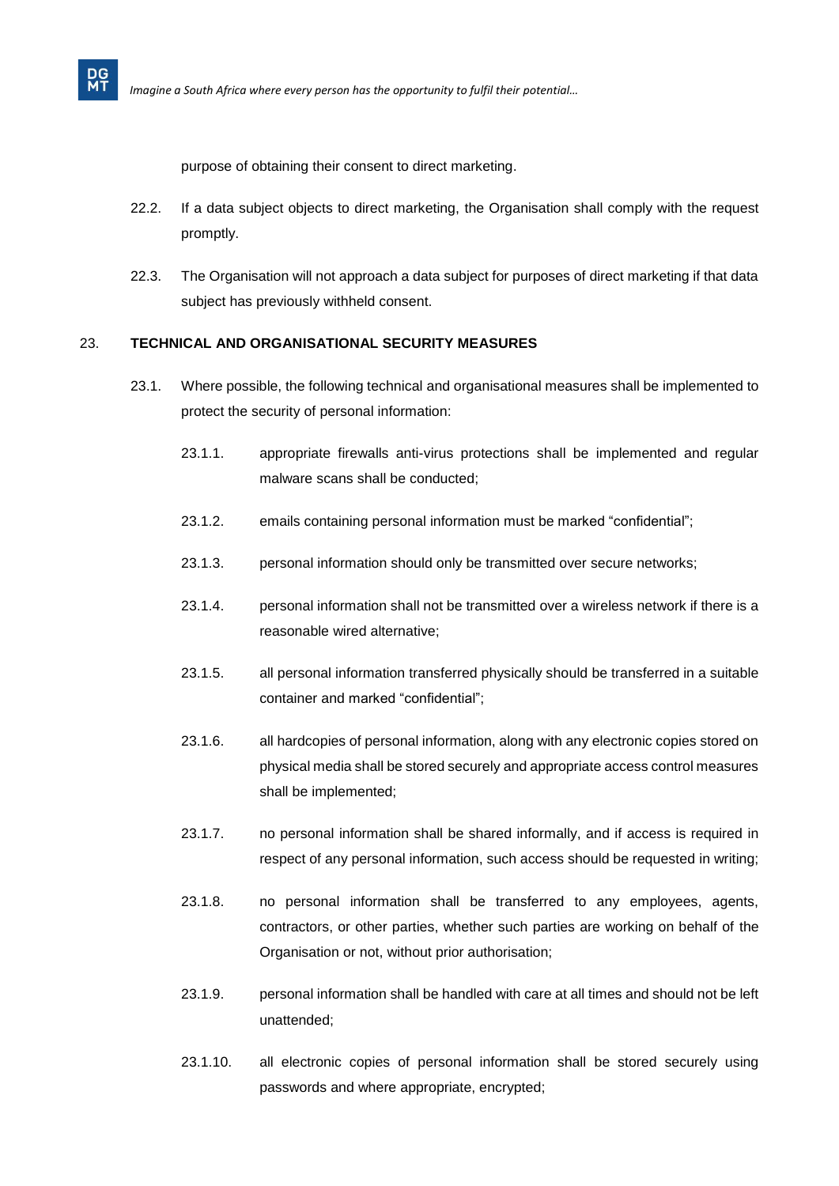purpose of obtaining their consent to direct marketing.

22.2. If a data subject objects to direct marketing, the Organisation shall comply with the request promptly.

22.3. The Organisation will not approach a data subject for purposes of direct marketing if that data subject has previously withheld consent.

## 23. TECHNICAL AND ORGANISATIONAL SECURITY MEASURES

23.1. Where possible, the following technical and organisational measures shall be implemented to protect the security of personal information:

23.1.1. appropriate firewalls anti-virus protections shall be implemented and regular malware scans shall be conducted;

23.1.2. emails containing personal information must be marked "confidential";

23.1.3. personal information should only be transmitted over secure networks;

23.1.4. personal information shall not be transmitted over a wireless network if there is a reasonable wired alternative;

23.1.5. all personal information transferred physically should be transferred in a suitable container and marked "confidential";

23.1.6. all hardcopies of personal information, along with any electronic copies stored on physical media shall be stored securely and appropriate access control measures shall be implemented;

23.1.7. no personal information shall be shared informally, and if access is required in respect of any personal information, such access should be requested in writing;

23.1.8. no personal information shall be transferred to any employees, agents, contractors, or other parties, whether such parties are working on behalf of the Organisation or not, without prior authorisation;

23.1.9. personal information shall be handled with care at all times and should not be left unattended;

23.1.10. all electronic copies of personal information shall be stored securely using passwords and where appropriate, encrypted;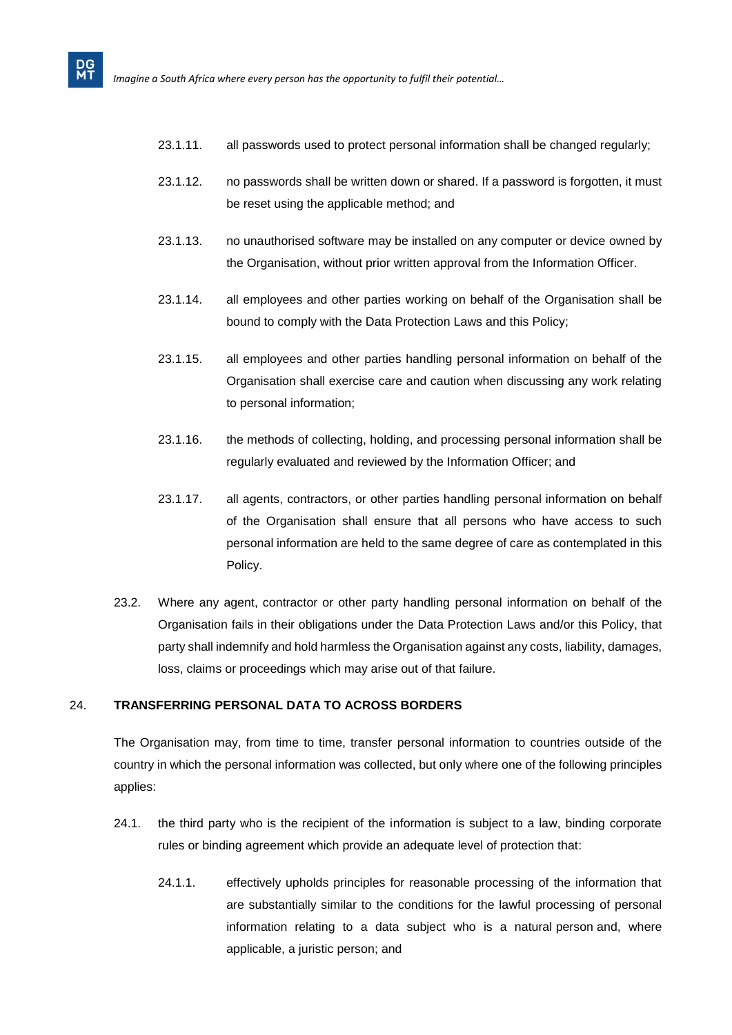23.1.11. all passwords used to protect personal information shall be changed regularly;

23.1.12. no passwords shall be written down or shared. If a password is forgotten, it must be reset using the applicable method; and

23.1.13. no unauthorised software may be installed on any computer or device owned by the Organisation, without prior written approval from the Information Officer.

23.1.14. all employees and other parties working on behalf of the Organisation shall be bound to comply with the Data Protection Laws and this Policy;

23.1.15. all employees and other parties handling personal information on behalf of the Organisation shall exercise care and caution when discussing any work relating to personal information;

23.1.16. the methods of collecting, holding, and processing personal information shall be regularly evaluated and reviewed by the Information Officer; and

23.1.17. all agents, contractors, or other parties handling personal information on behalf of the Organisation shall ensure that all persons who have access to such personal information are held to the same degree of care as contemplated in this Policy.

23.2. Where any agent, contractor or other party handling personal information on behalf of the Organisation fails in their obligations under the Data Protection Laws and/or this Policy, that party shall indemnify and hold harmless the Organisation against any costs, liability, damages, loss, claims or proceedings which may arise out of that failure.

## 24. TRANSFERRING PERSONAL DATA TO ACROSS BORDERS

The Organisation may, from time to time, transfer personal information to countries outside of the country in which the personal information was collected, but only where one of the following principles applies:

24.1. the third party who is the recipient of the information is subject to a law, binding corporate rules or binding agreement which provide an adequate level of protection that:

24.1.1. effectively upholds principles for reasonable processing of the information that are substantially similar to the conditions for the lawful processing of personal information relating to a data subject who is a natural person and, where applicable, a juristic person; and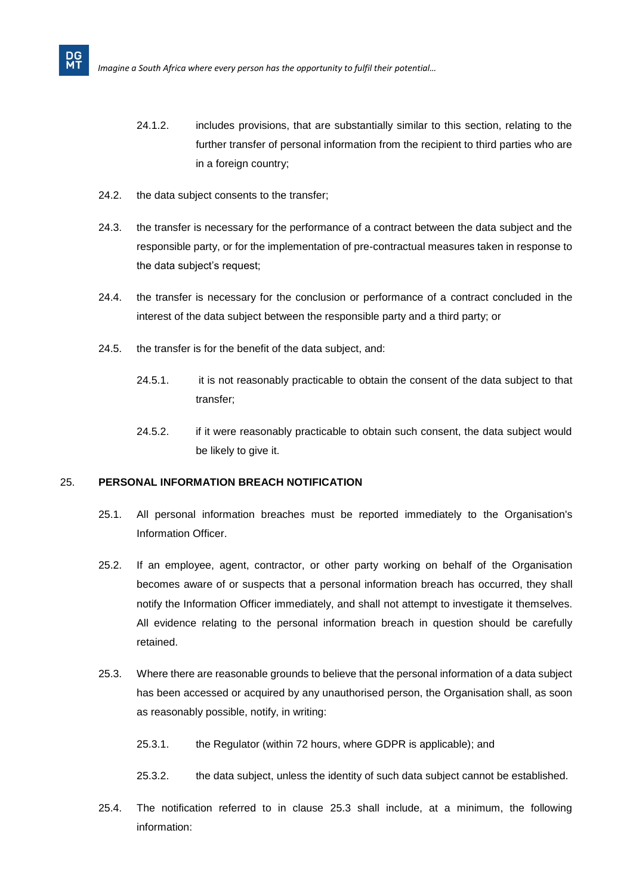24.1.2. includes provisions, that are substantially similar to this section, relating to the further transfer of personal information from the recipient to third parties who are in a foreign country;

24.2. the data subject consents to the transfer;

24.3. the transfer is necessary for the performance of a contract between the data subject and the responsible party, or for the implementation of pre-contractual measures taken in response to the data subject's request;

24.4. the transfer is necessary for the conclusion or performance of a contract concluded in the interest of the data subject between the responsible party and a third party; or

24.5. the transfer is for the benefit of the data subject, and:

24.5.1. it is not reasonably practicable to obtain the consent of the data subject to that transfer;

24.5.2. if it were reasonably practicable to obtain such consent, the data subject would be likely to give it.

## 25. PERSONAL INFORMATION BREACH NOTIFICATION

25.1. All personal information breaches must be reported immediately to the Organisation's Information Officer.

25.2. If an employee, agent, contractor, or other party working on behalf of the Organisation becomes aware of or suspects that a personal information breach has occurred, they shall notify the Information Officer immediately, and shall not attempt to investigate it themselves. All evidence relating to the personal information breach in question should be carefully retained.

25.3. Where there are reasonable grounds to believe that the personal information of a data subject has been accessed or acquired by any unauthorised person, the Organisation shall, as soon as reasonably possible, notify, in writing:

25.3.1. the Regulator (within 72 hours, where GDPR is applicable); and

25.3.2. the data subject, unless the identity of such data subject cannot be established.

25.4. The notification referred to in clause 25.3 shall include, at a minimum, the following information: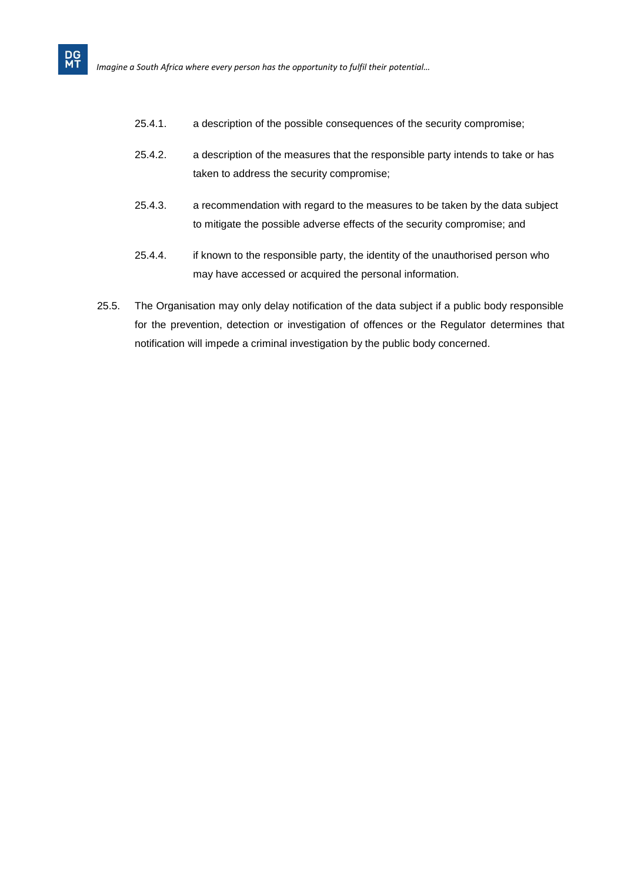25.4.1. a description of the possible consequences of the security compromise;

25.4.2. a description of the measures that the responsible party intends to take or has taken to address the security compromise;

25.4.3. a recommendation with regard to the measures to be taken by the data subject to mitigate the possible adverse effects of the security compromise; and

25.4.4. if known to the responsible party, the identity of the unauthorised person who may have accessed or acquired the personal information.

25.5. The Organisation may only delay notification of the data subject if a public body responsible for the prevention, detection or investigation of offences or the Regulator determines that notification will impede a criminal investigation by the public body concerned.